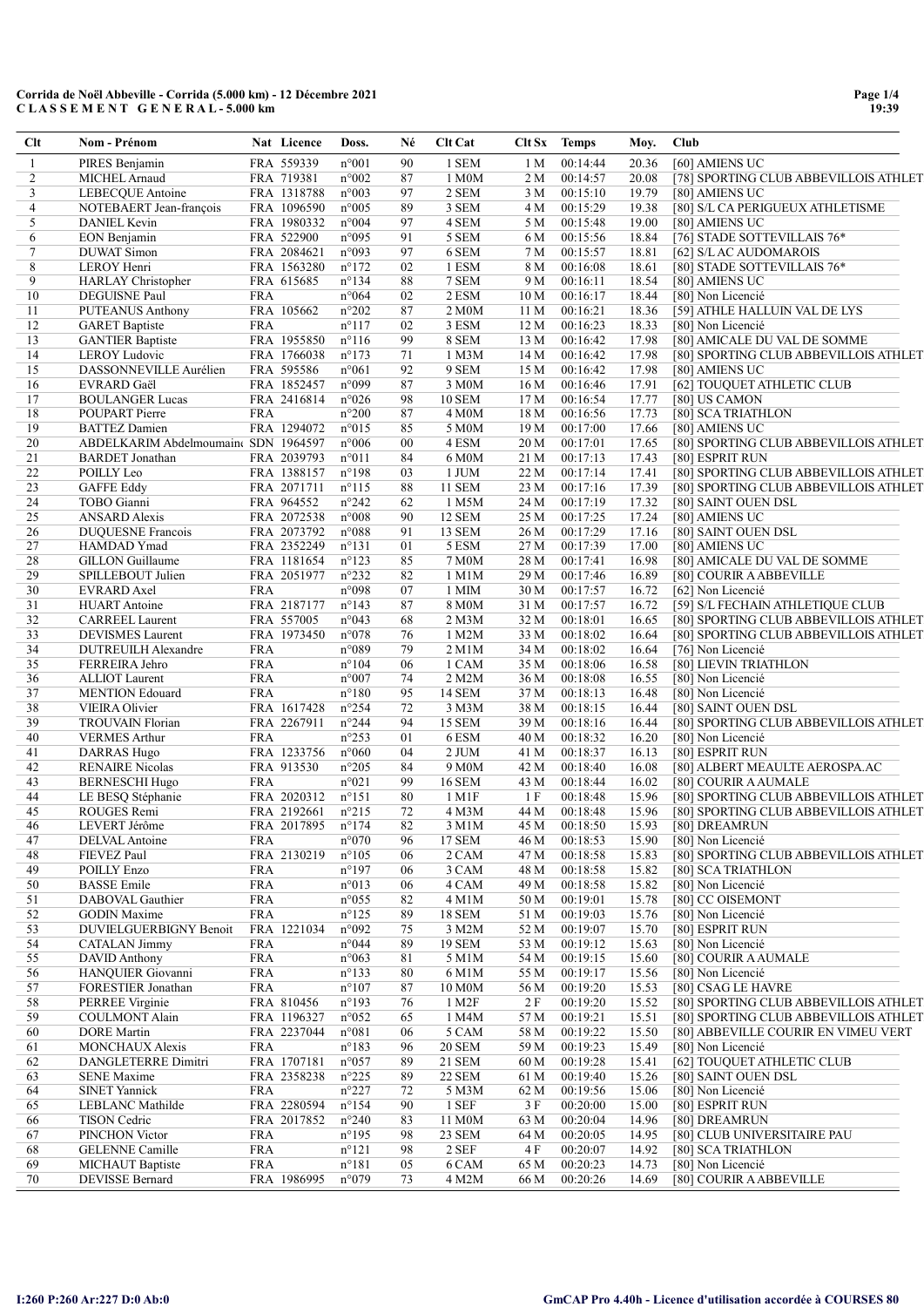**Corrida de Noël Abbeville - Corrida (5.000 km) - 12 Décembre 2021**
**C L A S S E M E N T   G E N E R A L - 5.000 km**

| Clt | Nom - Prénom | Nat | Licence | Doss. | Né | Clt Cat | Clt Sx | Temps | Moy. | Club |
|---|---|---|---|---|---|---|---|---|---|---|
| 1 | PIRES Benjamin | FRA | 559339 | n°001 | 90 | 1 SEM | 1 M | 00:14:44 | 20.36 | [60] AMIENS UC |
| 2 | MICHEL Arnaud | FRA | 719381 | n°002 | 87 | 1 M0M | 2 M | 00:14:57 | 20.08 | [78] SPORTING CLUB ABBEVILLOIS ATHLET |
| 3 | LEBECQUE Antoine | FRA | 1318788 | n°003 | 97 | 2 SEM | 3 M | 00:15:10 | 19.79 | [80] AMIENS UC |
| 4 | NOTEBAERT Jean-françois | FRA | 1096590 | n°005 | 89 | 3 SEM | 4 M | 00:15:29 | 19.38 | [80] S/L CA PERIGUEUX ATHLETISME |
| 5 | DANIEL Kevin | FRA | 1980332 | n°004 | 97 | 4 SEM | 5 M | 00:15:48 | 19.00 | [80] AMIENS UC |
| 6 | EON Benjamin | FRA | 522900 | n°095 | 91 | 5 SEM | 6 M | 00:15:56 | 18.84 | [76] STADE SOTTEVILLAIS 76* |
| 7 | DUWAT Simon | FRA | 2084621 | n°093 | 97 | 6 SEM | 7 M | 00:15:57 | 18.81 | [62] S/L AC AUDOMAROIS |
| 8 | LEROY Henri | FRA | 1563280 | n°172 | 02 | 1 ESM | 8 M | 00:16:08 | 18.61 | [80] STADE SOTTEVILLAIS 76* |
| 9 | HARLAY Christopher | FRA | 615685 | n°134 | 88 | 7 SEM | 9 M | 00:16:11 | 18.54 | [80] AMIENS UC |
| 10 | DEGUISNE Paul | FRA | | n°064 | 02 | 2 ESM | 10 M | 00:16:17 | 18.44 | [80] Non Licencié |
| 11 | PUTEANUS Anthony | FRA | 105662 | n°202 | 87 | 2 M0M | 11 M | 00:16:21 | 18.36 | [59] ATHLE HALLUIN VAL DE LYS |
| 12 | GARET Baptiste | FRA | | n°117 | 02 | 3 ESM | 12 M | 00:16:23 | 18.33 | [80] Non Licencié |
| 13 | GANTIER Baptiste | FRA | 1955850 | n°116 | 99 | 8 SEM | 13 M | 00:16:42 | 17.98 | [80] AMICALE DU VAL DE SOMME |
| 14 | LEROY Ludovic | FRA | 1766038 | n°173 | 71 | 1 M3M | 14 M | 00:16:42 | 17.98 | [80] SPORTING CLUB ABBEVILLOIS ATHLET |
| 15 | DASSONNEVILLE Aurélien | FRA | 595586 | n°061 | 92 | 9 SEM | 15 M | 00:16:42 | 17.98 | [80] AMIENS UC |
| 16 | EVRARD Gaël | FRA | 1852457 | n°099 | 87 | 3 M0M | 16 M | 00:16:46 | 17.91 | [62] TOUQUET ATHLETIC CLUB |
| 17 | BOULANGER Lucas | FRA | 2416814 | n°026 | 98 | 10 SEM | 17 M | 00:16:54 | 17.77 | [80] US CAMON |
| 18 | POUPART Pierre | FRA | | n°200 | 87 | 4 M0M | 18 M | 00:16:56 | 17.73 | [80] SCA TRIATHLON |
| 19 | BATTEZ Damien | FRA | 1294072 | n°015 | 85 | 5 M0M | 19 M | 00:17:00 | 17.66 | [80] AMIENS UC |
| 20 | ABDELKARIM Abdelmoumain | SDN | 1964597 | n°006 | 00 | 4 ESM | 20 M | 00:17:01 | 17.65 | [80] SPORTING CLUB ABBEVILLOIS ATHLET |
| 21 | BARDET Jonathan | FRA | 2039793 | n°011 | 84 | 6 M0M | 21 M | 00:17:13 | 17.43 | [80] ESPRIT RUN |
| 22 | POILLY Leo | FRA | 1388157 | n°198 | 03 | 1 JUM | 22 M | 00:17:14 | 17.41 | [80] SPORTING CLUB ABBEVILLOIS ATHLET |
| 23 | GAFFE Eddy | FRA | 2071711 | n°115 | 88 | 11 SEM | 23 M | 00:17:16 | 17.39 | [80] SPORTING CLUB ABBEVILLOIS ATHLET |
| 24 | TOBO Gianni | FRA | 964552 | n°242 | 62 | 1 M5M | 24 M | 00:17:19 | 17.32 | [80] SAINT OUEN DSL |
| 25 | ANSARD Alexis | FRA | 2072538 | n°008 | 90 | 12 SEM | 25 M | 00:17:25 | 17.24 | [80] AMIENS UC |
| 26 | DUQUESNE Francois | FRA | 2073792 | n°088 | 91 | 13 SEM | 26 M | 00:17:29 | 17.16 | [80] SAINT OUEN DSL |
| 27 | HAMDAD Ymad | FRA | 2352249 | n°131 | 01 | 5 ESM | 27 M | 00:17:39 | 17.00 | [80] AMIENS UC |
| 28 | GILLON Guillaume | FRA | 1181654 | n°123 | 85 | 7 M0M | 28 M | 00:17:41 | 16.98 | [80] AMICALE DU VAL DE SOMME |
| 29 | SPILLEBOUT Julien | FRA | 2051977 | n°232 | 82 | 1 M1M | 29 M | 00:17:46 | 16.89 | [80] COURIR A ABBEVILLE |
| 30 | EVRARD Axel | FRA | | n°098 | 07 | 1 MIM | 30 M | 00:17:57 | 16.72 | [62] Non Licencié |
| 31 | HUART Antoine | FRA | 2187177 | n°143 | 87 | 8 M0M | 31 M | 00:17:57 | 16.72 | [59] S/L FECHAIN ATHLETIQUE CLUB |
| 32 | CARREEL Laurent | FRA | 557005 | n°043 | 68 | 2 M3M | 32 M | 00:18:01 | 16.65 | [80] SPORTING CLUB ABBEVILLOIS ATHLET |
| 33 | DEVISMES Laurent | FRA | 1973450 | n°078 | 76 | 1 M2M | 33 M | 00:18:02 | 16.64 | [80] SPORTING CLUB ABBEVILLOIS ATHLET |
| 34 | DUTREUILH Alexandre | FRA | | n°089 | 79 | 2 M1M | 34 M | 00:18:02 | 16.64 | [76] Non Licencié |
| 35 | FERREIRA Jehro | FRA | | n°104 | 06 | 1 CAM | 35 M | 00:18:06 | 16.58 | [80] LIEVIN TRIATHLON |
| 36 | ALLIOT Laurent | FRA | | n°007 | 74 | 2 M2M | 36 M | 00:18:08 | 16.55 | [80] Non Licencié |
| 37 | MENTION Edouard | FRA | | n°180 | 95 | 14 SEM | 37 M | 00:18:13 | 16.48 | [80] Non Licencié |
| 38 | VIEIRA Olivier | FRA | 1617428 | n°254 | 72 | 3 M3M | 38 M | 00:18:15 | 16.44 | [80] SAINT OUEN DSL |
| 39 | TROUVAIN Florian | FRA | 2267911 | n°244 | 94 | 15 SEM | 39 M | 00:18:16 | 16.44 | [80] SPORTING CLUB ABBEVILLOIS ATHLET |
| 40 | VERMES Arthur | FRA | | n°253 | 01 | 6 ESM | 40 M | 00:18:32 | 16.20 | [80] Non Licencié |
| 41 | DARRAS Hugo | FRA | 1233756 | n°060 | 04 | 2 JUM | 41 M | 00:18:37 | 16.13 | [80] ESPRIT RUN |
| 42 | RENAIRE Nicolas | FRA | 913530 | n°205 | 84 | 9 M0M | 42 M | 00:18:40 | 16.08 | [80] ALBERT MEAULTE AEROSPA.AC |
| 43 | BERNESCHI Hugo | FRA | | n°021 | 99 | 16 SEM | 43 M | 00:18:44 | 16.02 | [80] COURIR A AUMALE |
| 44 | LE BESQ Stéphanie | FRA | 2020312 | n°151 | 80 | 1 M1F | 1 F | 00:18:48 | 15.96 | [80] SPORTING CLUB ABBEVILLOIS ATHLET |
| 45 | ROUGES Remi | FRA | 2192661 | n°215 | 72 | 4 M3M | 44 M | 00:18:48 | 15.96 | [80] SPORTING CLUB ABBEVILLOIS ATHLET |
| 46 | LEVERT Jérôme | FRA | 2017895 | n°174 | 82 | 3 M1M | 45 M | 00:18:50 | 15.93 | [80] DREAMRUN |
| 47 | DELVAL Antoine | FRA | | n°070 | 96 | 17 SEM | 46 M | 00:18:53 | 15.90 | [80] Non Licencié |
| 48 | FIEVEZ Paul | FRA | 2130219 | n°105 | 06 | 2 CAM | 47 M | 00:18:58 | 15.83 | [80] SPORTING CLUB ABBEVILLOIS ATHLET |
| 49 | POILLY Enzo | FRA | | n°197 | 06 | 3 CAM | 48 M | 00:18:58 | 15.82 | [80] SCA TRIATHLON |
| 50 | BASSE Emile | FRA | | n°013 | 06 | 4 CAM | 49 M | 00:18:58 | 15.82 | [80] Non Licencié |
| 51 | DABOVAL Gauthier | FRA | | n°055 | 82 | 4 M1M | 50 M | 00:19:01 | 15.78 | [80] CC OISEMONT |
| 52 | GODIN Maxime | FRA | | n°125 | 89 | 18 SEM | 51 M | 00:19:03 | 15.76 | [80] Non Licencié |
| 53 | DUVIELGUERBIGNY Benoit | FRA | 1221034 | n°092 | 75 | 3 M2M | 52 M | 00:19:07 | 15.70 | [80] ESPRIT RUN |
| 54 | CATALAN Jimmy | FRA | | n°044 | 89 | 19 SEM | 53 M | 00:19:12 | 15.63 | [80] Non Licencié |
| 55 | DAVID Anthony | FRA | | n°063 | 81 | 5 M1M | 54 M | 00:19:15 | 15.60 | [80] COURIR A AUMALE |
| 56 | HANQUIER Giovanni | FRA | | n°133 | 80 | 6 M1M | 55 M | 00:19:17 | 15.56 | [80] Non Licencié |
| 57 | FORESTIER Jonathan | FRA | | n°107 | 87 | 10 M0M | 56 M | 00:19:20 | 15.53 | [80] CSAG LE HAVRE |
| 58 | PERREE Virginie | FRA | 810456 | n°193 | 76 | 1 M2F | 2 F | 00:19:20 | 15.52 | [80] SPORTING CLUB ABBEVILLOIS ATHLET |
| 59 | COULMONT Alain | FRA | 1196327 | n°052 | 65 | 1 M4M | 57 M | 00:19:21 | 15.51 | [80] SPORTING CLUB ABBEVILLOIS ATHLET |
| 60 | DORE Martin | FRA | 2237044 | n°081 | 06 | 5 CAM | 58 M | 00:19:22 | 15.50 | [80] ABBEVILLE COURIR EN VIMEU VERT |
| 61 | MONCHAUX Alexis | FRA | | n°183 | 96 | 20 SEM | 59 M | 00:19:23 | 15.49 | [80] Non Licencié |
| 62 | DANGLETERRE Dimitri | FRA | 1707181 | n°057 | 89 | 21 SEM | 60 M | 00:19:28 | 15.41 | [62] TOUQUET ATHLETIC CLUB |
| 63 | SENE Maxime | FRA | 2358238 | n°225 | 89 | 22 SEM | 61 M | 00:19:40 | 15.26 | [80] SAINT OUEN DSL |
| 64 | SINET Yannick | FRA | | n°227 | 72 | 5 M3M | 62 M | 00:19:56 | 15.06 | [80] Non Licencié |
| 65 | LEBLANC Mathilde | FRA | 2280594 | n°154 | 90 | 1 SEF | 3 F | 00:20:00 | 15.00 | [80] ESPRIT RUN |
| 66 | TISON Cedric | FRA | 2017852 | n°240 | 83 | 11 M0M | 63 M | 00:20:04 | 14.96 | [80] DREAMRUN |
| 67 | PINCHON Victor | FRA | | n°195 | 98 | 23 SEM | 64 M | 00:20:05 | 14.95 | [80] CLUB UNIVERSITAIRE PAU |
| 68 | GELENNE Camille | FRA | | n°121 | 98 | 2 SEF | 4 F | 00:20:07 | 14.92 | [80] SCA TRIATHLON |
| 69 | MICHAUT Baptiste | FRA | | n°181 | 05 | 6 CAM | 65 M | 00:20:23 | 14.73 | [80] Non Licencié |
| 70 | DEVISSE Bernard | FRA | 1986995 | n°079 | 73 | 4 M2M | 66 M | 00:20:26 | 14.69 | [80] COURIR A ABBEVILLE |

I:260 P:260 Ar:227 D:0 Ab:0

GmCAP Pro 4.40h - Licence d'utilisation accordée à COURSES 80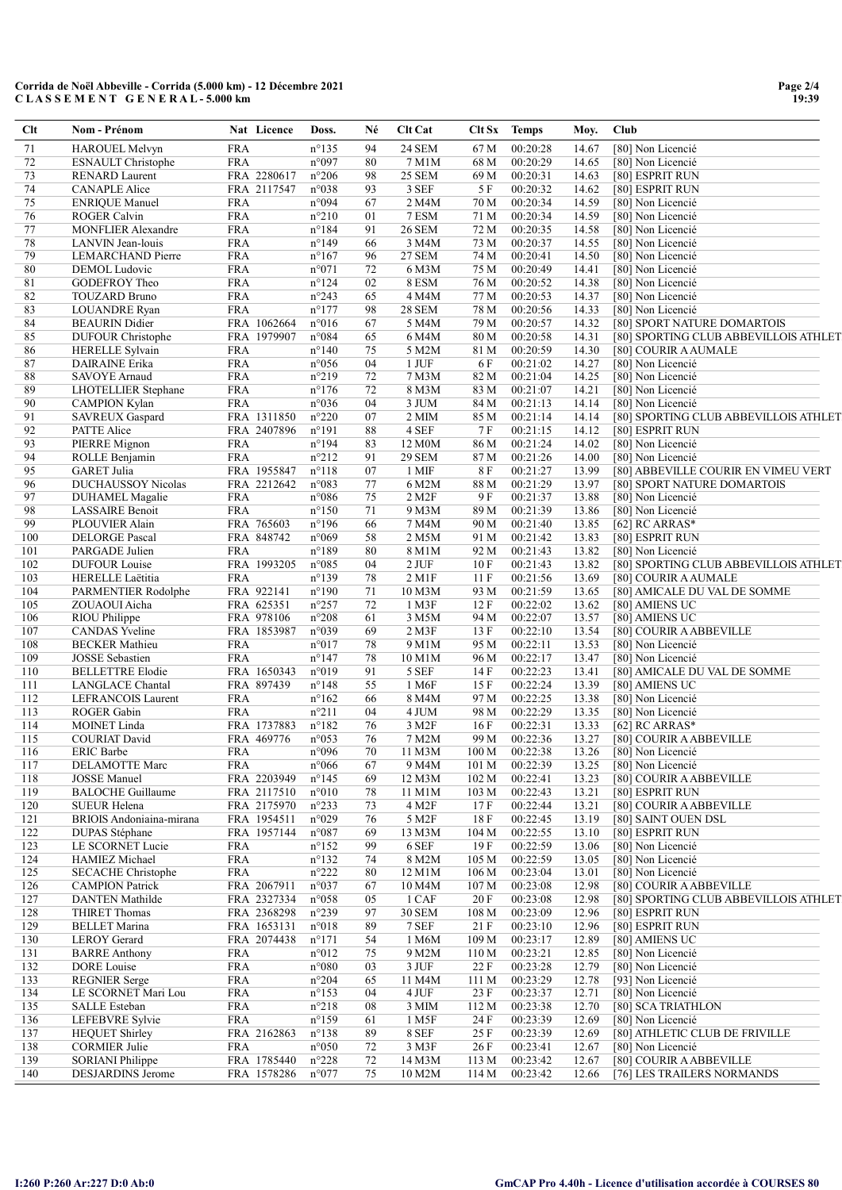# Corrida de Noël Abbeville - Corrida (5.000 km) - 12 Décembre 2021
## C L A S S E M E N T   G E N E R A L - 5.000 km

| Clt | Nom - Prénom | Nat | Licence | Doss. | Né | Clt Cat | Clt Sx | Temps | Moy. | Club |
|---|---|---|---|---|---|---|---|---|---|---|
| 71 | HAROUEL Melvyn | FRA | | n°135 | 94 | 24 SEM | 67 M | 00:20:28 | 14.67 | [80] Non Licencié |
| 72 | ESNAULT Christophe | FRA | | n°097 | 80 | 7 M1M | 68 M | 00:20:29 | 14.65 | [80] Non Licencié |
| 73 | RENARD Laurent | FRA | 2280617 | n°206 | 98 | 25 SEM | 69 M | 00:20:31 | 14.63 | [80] ESPRIT RUN |
| 74 | CANAPLE Alice | FRA | 2117547 | n°038 | 93 | 3 SEF | 5 F | 00:20:32 | 14.62 | [80] ESPRIT RUN |
| 75 | ENRIQUE Manuel | FRA | | n°094 | 67 | 2 M4M | 70 M | 00:20:34 | 14.59 | [80] Non Licencié |
| 76 | ROGER Calvin | FRA | | n°210 | 01 | 7 ESM | 71 M | 00:20:34 | 14.59 | [80] Non Licencié |
| 77 | MONFLIER Alexandre | FRA | | n°184 | 91 | 26 SEM | 72 M | 00:20:35 | 14.58 | [80] Non Licencié |
| 78 | LANVIN Jean-louis | FRA | | n°149 | 66 | 3 M4M | 73 M | 00:20:37 | 14.55 | [80] Non Licencié |
| 79 | LEMARCHAND Pierre | FRA | | n°167 | 96 | 27 SEM | 74 M | 00:20:41 | 14.50 | [80] Non Licencié |
| 80 | DEMOL Ludovic | FRA | | n°071 | 72 | 6 M3M | 75 M | 00:20:49 | 14.41 | [80] Non Licencié |
| 81 | GODEFROY Theo | FRA | | n°124 | 02 | 8 ESM | 76 M | 00:20:52 | 14.38 | [80] Non Licencié |
| 82 | TOUZARD Bruno | FRA | | n°243 | 65 | 4 M4M | 77 M | 00:20:53 | 14.37 | [80] Non Licencié |
| 83 | LOUANDRE Ryan | FRA | | n°177 | 98 | 28 SEM | 78 M | 00:20:56 | 14.33 | [80] Non Licencié |
| 84 | BEAURIN Didier | FRA | 1062664 | n°016 | 67 | 5 M4M | 79 M | 00:20:57 | 14.32 | [80] SPORT NATURE DOMARTOIS |
| 85 | DUFOUR Christophe | FRA | 1979907 | n°084 | 65 | 6 M4M | 80 M | 00:20:58 | 14.31 | [80] SPORTING CLUB ABBEVILLOIS ATHLET |
| 86 | HERELLE Sylvain | FRA | | n°140 | 75 | 5 M2M | 81 M | 00:20:59 | 14.30 | [80] COURIR A AUMALE |
| 87 | DAIRAINE Erika | FRA | | n°056 | 04 | 1 JUF | 6 F | 00:21:02 | 14.27 | [80] Non Licencié |
| 88 | SAVOYE Arnaud | FRA | | n°219 | 72 | 7 M3M | 82 M | 00:21:04 | 14.25 | [80] Non Licencié |
| 89 | LHOTELLIER Stephane | FRA | | n°176 | 72 | 8 M3M | 83 M | 00:21:07 | 14.21 | [80] Non Licencié |
| 90 | CAMPION Kylan | FRA | | n°036 | 04 | 3 JUM | 84 M | 00:21:13 | 14.14 | [80] Non Licencié |
| 91 | SAVREUX Gaspard | FRA | 1311850 | n°220 | 07 | 2 MIM | 85 M | 00:21:14 | 14.14 | [80] SPORTING CLUB ABBEVILLOIS ATHLET |
| 92 | PATTE Alice | FRA | 2407896 | n°191 | 88 | 4 SEF | 7 F | 00:21:15 | 14.12 | [80] ESPRIT RUN |
| 93 | PIERRE Mignon | FRA | | n°194 | 83 | 12 M0M | 86 M | 00:21:24 | 14.02 | [80] Non Licencié |
| 94 | ROLLE Benjamin | FRA | | n°212 | 91 | 29 SEM | 87 M | 00:21:26 | 14.00 | [80] Non Licencié |
| 95 | GARET Julia | FRA | 1955847 | n°118 | 07 | 1 MIF | 8 F | 00:21:27 | 13.99 | [80] ABBEVILLE COURIR EN VIMEU VERT |
| 96 | DUCHAUSSOY Nicolas | FRA | 2212642 | n°083 | 77 | 6 M2M | 88 M | 00:21:29 | 13.97 | [80] SPORT NATURE DOMARTOIS |
| 97 | DUHAMEL Magalie | FRA | | n°086 | 75 | 2 M2F | 9 F | 00:21:37 | 13.88 | [80] Non Licencié |
| 98 | LASSAIRE Benoit | FRA | | n°150 | 71 | 9 M3M | 89 M | 00:21:39 | 13.86 | [80] Non Licencié |
| 99 | PLOUVIER Alain | FRA | 765603 | n°196 | 66 | 7 M4M | 90 M | 00:21:40 | 13.85 | [62] RC ARRAS* |
| 100 | DELORGE Pascal | FRA | 848742 | n°069 | 58 | 2 M5M | 91 M | 00:21:42 | 13.83 | [80] ESPRIT RUN |
| 101 | PARGADE Julien | FRA | | n°189 | 80 | 8 M1M | 92 M | 00:21:43 | 13.82 | [80] Non Licencié |
| 102 | DUFOUR Louise | FRA | 1993205 | n°085 | 04 | 2 JUF | 10 F | 00:21:43 | 13.82 | [80] SPORTING CLUB ABBEVILLOIS ATHLET |
| 103 | HERELLE Laëtitia | FRA | | n°139 | 78 | 2 M1F | 11 F | 00:21:56 | 13.69 | [80] COURIR A AUMALE |
| 104 | PARMENTIER Rodolphe | FRA | 922141 | n°190 | 71 | 10 M3M | 93 M | 00:21:59 | 13.65 | [80] AMICALE DU VAL DE SOMME |
| 105 | ZOUAOUI Aicha | FRA | 625351 | n°257 | 72 | 1 M3F | 12 F | 00:22:02 | 13.62 | [80] AMIENS UC |
| 106 | RIOU Philippe | FRA | 978106 | n°208 | 61 | 3 M5M | 94 M | 00:22:07 | 13.57 | [80] AMIENS UC |
| 107 | CANDAS Yveline | FRA | 1853987 | n°039 | 69 | 2 M3F | 13 F | 00:22:10 | 13.54 | [80] COURIR A ABBEVILLE |
| 108 | BECKER Mathieu | FRA | | n°017 | 78 | 9 M1M | 95 M | 00:22:11 | 13.53 | [80] Non Licencié |
| 109 | JOSSE Sebastien | FRA | | n°147 | 78 | 10 M1M | 96 M | 00:22:17 | 13.47 | [80] Non Licencié |
| 110 | BELLETTRE Elodie | FRA | 1650343 | n°019 | 91 | 5 SEF | 14 F | 00:22:23 | 13.41 | [80] AMICALE DU VAL DE SOMME |
| 111 | LANGLACE Chantal | FRA | 897439 | n°148 | 55 | 1 M6F | 15 F | 00:22:24 | 13.39 | [80] AMIENS UC |
| 112 | LEFRANCOIS Laurent | FRA | | n°162 | 66 | 8 M4M | 97 M | 00:22:25 | 13.38 | [80] Non Licencié |
| 113 | ROGER Gabin | FRA | | n°211 | 04 | 4 JUM | 98 M | 00:22:29 | 13.35 | [80] Non Licencié |
| 114 | MOINET Linda | FRA | 1737883 | n°182 | 76 | 3 M2F | 16 F | 00:22:31 | 13.33 | [62] RC ARRAS* |
| 115 | COURIAT David | FRA | 469776 | n°053 | 76 | 7 M2M | 99 M | 00:22:36 | 13.27 | [80] COURIR A ABBEVILLE |
| 116 | ERIC Barbe | FRA | | n°096 | 70 | 11 M3M | 100 M | 00:22:38 | 13.26 | [80] Non Licencié |
| 117 | DELAMOTTE Marc | FRA | | n°066 | 67 | 9 M4M | 101 M | 00:22:39 | 13.25 | [80] Non Licencié |
| 118 | JOSSE Manuel | FRA | 2203949 | n°145 | 69 | 12 M3M | 102 M | 00:22:41 | 13.23 | [80] COURIR A ABBEVILLE |
| 119 | BALOCHE Guillaume | FRA | 2117510 | n°010 | 78 | 11 M1M | 103 M | 00:22:43 | 13.21 | [80] ESPRIT RUN |
| 120 | SUEUR Helena | FRA | 2175970 | n°233 | 73 | 4 M2F | 17 F | 00:22:44 | 13.21 | [80] COURIR A ABBEVILLE |
| 121 | BRIOIS Andoniaina-mirana | FRA | 1954511 | n°029 | 76 | 5 M2F | 18 F | 00:22:45 | 13.19 | [80] SAINT OUEN DSL |
| 122 | DUPAS Stéphane | FRA | 1957144 | n°087 | 69 | 13 M3M | 104 M | 00:22:55 | 13.10 | [80] ESPRIT RUN |
| 123 | LE SCORNET Lucie | FRA | | n°152 | 99 | 6 SEF | 19 F | 00:22:59 | 13.06 | [80] Non Licencié |
| 124 | HAMIEZ Michael | FRA | | n°132 | 74 | 8 M2M | 105 M | 00:22:59 | 13.05 | [80] Non Licencié |
| 125 | SECACHE Christophe | FRA | | n°222 | 80 | 12 M1M | 106 M | 00:23:04 | 13.01 | [80] Non Licencié |
| 126 | CAMPION Patrick | FRA | 2067911 | n°037 | 67 | 10 M4M | 107 M | 00:23:08 | 12.98 | [80] COURIR A ABBEVILLE |
| 127 | DANTEN Mathilde | FRA | 2327334 | n°058 | 05 | 1 CAF | 20 F | 00:23:08 | 12.98 | [80] SPORTING CLUB ABBEVILLOIS ATHLET |
| 128 | THIRET Thomas | FRA | 2368298 | n°239 | 97 | 30 SEM | 108 M | 00:23:09 | 12.96 | [80] ESPRIT RUN |
| 129 | BELLET Marina | FRA | 1653131 | n°018 | 89 | 7 SEF | 21 F | 00:23:10 | 12.96 | [80] ESPRIT RUN |
| 130 | LEROY Gerard | FRA | 2074438 | n°171 | 54 | 1 M6M | 109 M | 00:23:17 | 12.89 | [80] AMIENS UC |
| 131 | BARRE Anthony | FRA | | n°012 | 75 | 9 M2M | 110 M | 00:23:21 | 12.85 | [80] Non Licencié |
| 132 | DORE Louise | FRA | | n°080 | 03 | 3 JUF | 22 F | 00:23:28 | 12.79 | [80] Non Licencié |
| 133 | REGNIER Serge | FRA | | n°204 | 65 | 11 M4M | 111 M | 00:23:29 | 12.78 | [93] Non Licencié |
| 134 | LE SCORNET Mari Lou | FRA | | n°153 | 04 | 4 JUF | 23 F | 00:23:37 | 12.71 | [80] Non Licencié |
| 135 | SALLE Esteban | FRA | | n°218 | 08 | 3 MIM | 112 M | 00:23:38 | 12.70 | [80] SCA TRIATHLON |
| 136 | LEFEBVRE Sylvie | FRA | | n°159 | 61 | 1 M5F | 24 F | 00:23:39 | 12.69 | [80] Non Licencié |
| 137 | HEQUET Shirley | FRA | 2162863 | n°138 | 89 | 8 SEF | 25 F | 00:23:39 | 12.69 | [80] ATHLETIC CLUB DE FRIVILLE |
| 138 | CORMIER Julie | FRA | | n°050 | 72 | 3 M3F | 26 F | 00:23:41 | 12.67 | [80] Non Licencié |
| 139 | SORIANI Philippe | FRA | 1785440 | n°228 | 72 | 14 M3M | 113 M | 00:23:42 | 12.67 | [80] COURIR A ABBEVILLE |
| 140 | DESJARDINS Jerome | FRA | 1578286 | n°077 | 75 | 10 M2M | 114 M | 00:23:42 | 12.66 | [76] LES TRAILERS NORMANDS |

I:260 P:260 Ar:227 D:0 Ab:0

GmCAP Pro 4.40h - Licence d'utilisation accordée à COURSES 80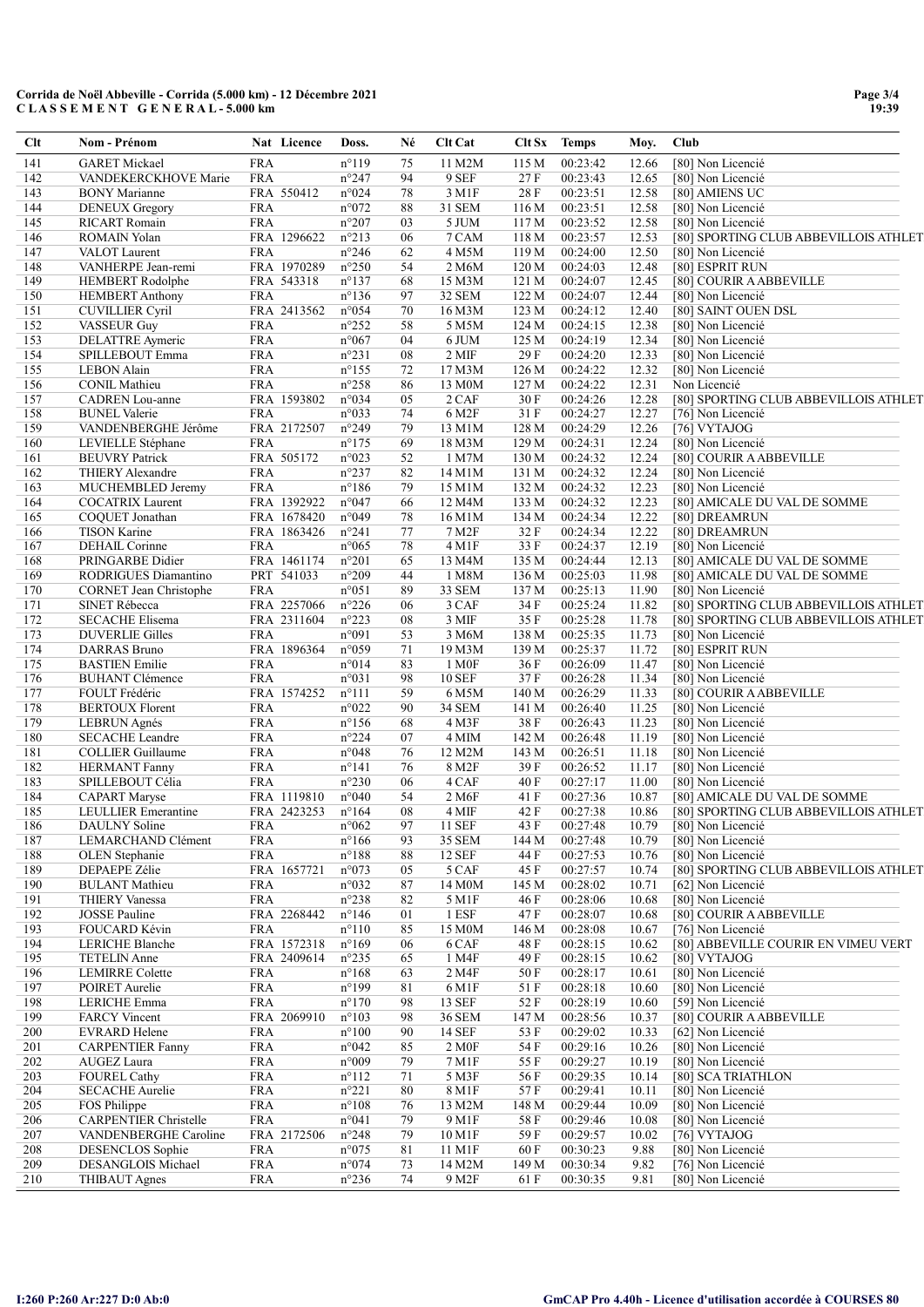**Corrida de Noël Abbeville - Corrida (5.000 km) - 12 Décembre 2021**
**C L A S S E M E N T G E N E R A L - 5.000 km**

| Clt | Nom - Prénom | Nat | Licence | Doss. | Né | Clt Cat | Clt Sx | Temps | Moy. | Club |
|---|---|---|---|---|---|---|---|---|---|---|
| 141 | GARET Mickael | FRA | | n°119 | 75 | 11 M2M | 115 M | 00:23:42 | 12.66 | [80] Non Licencié |
| 142 | VANDEKERCKHOVE Marie | FRA | | n°247 | 94 | 9 SEF | 27 F | 00:23:43 | 12.65 | [80] Non Licencié |
| 143 | BONY Marianne | FRA | 550412 | n°024 | 78 | 3 M1F | 28 F | 00:23:51 | 12.58 | [80] AMIENS UC |
| 144 | DENEUX Gregory | FRA | | n°072 | 88 | 31 SEM | 116 M | 00:23:51 | 12.58 | [80] Non Licencié |
| 145 | RICART Romain | FRA | | n°207 | 03 | 5 JUM | 117 M | 00:23:52 | 12.58 | [80] Non Licencié |
| 146 | ROMAIN Yolan | FRA | 1296622 | n°213 | 06 | 7 CAM | 118 M | 00:23:57 | 12.53 | [80] SPORTING CLUB ABBEVILLOIS ATHLET |
| 147 | VALOT Laurent | FRA | | n°246 | 62 | 4 M5M | 119 M | 00:24:00 | 12.50 | [80] Non Licencié |
| 148 | VANHERPE Jean-remi | FRA | 1970289 | n°250 | 54 | 2 M6M | 120 M | 00:24:03 | 12.48 | [80] ESPRIT RUN |
| 149 | HEMBERT Rodolphe | FRA | 543318 | n°137 | 68 | 15 M3M | 121 M | 00:24:07 | 12.45 | [80] COURIR A ABBEVILLE |
| 150 | HEMBERT Anthony | FRA | | n°136 | 97 | 32 SEM | 122 M | 00:24:07 | 12.44 | [80] Non Licencié |
| 151 | CUVILLIER Cyril | FRA | 2413562 | n°054 | 70 | 16 M3M | 123 M | 00:24:12 | 12.40 | [80] SAINT OUEN DSL |
| 152 | VASSEUR Guy | FRA | | n°252 | 58 | 5 M5M | 124 M | 00:24:15 | 12.38 | [80] Non Licencié |
| 153 | DELATTRE Aymeric | FRA | | n°067 | 04 | 6 JUM | 125 M | 00:24:19 | 12.34 | [80] Non Licencié |
| 154 | SPILLEBOUT Emma | FRA | | n°231 | 08 | 2 MIF | 29 F | 00:24:20 | 12.33 | [80] Non Licencié |
| 155 | LEBON Alain | FRA | | n°155 | 72 | 17 M3M | 126 M | 00:24:22 | 12.32 | [80] Non Licencié |
| 156 | CONIL Mathieu | FRA | | n°258 | 86 | 13 M0M | 127 M | 00:24:22 | 12.31 | Non Licencié |
| 157 | CADREN Lou-anne | FRA | 1593802 | n°034 | 05 | 2 CAF | 30 F | 00:24:26 | 12.28 | [80] SPORTING CLUB ABBEVILLOIS ATHLET |
| 158 | BUNEL Valerie | FRA | | n°033 | 74 | 6 M2F | 31 F | 00:24:27 | 12.27 | [76] Non Licencié |
| 159 | VANDENBERGHE Jérôme | FRA | 2172507 | n°249 | 79 | 13 M1M | 128 M | 00:24:29 | 12.26 | [76] VYTAJOG |
| 160 | LEVILLE Stéphane | FRA | | n°175 | 69 | 18 M3M | 129 M | 00:24:31 | 12.24 | [80] Non Licencié |
| 161 | BEUVRY Patrick | FRA | 505172 | n°023 | 52 | 1 M7M | 130 M | 00:24:32 | 12.24 | [80] COURIR A ABBEVILLE |
| 162 | THIERY Alexandre | FRA | | n°237 | 82 | 14 M1M | 131 M | 00:24:32 | 12.24 | [80] Non Licencié |
| 163 | MUCHEMBLED Jeremy | FRA | | n°186 | 79 | 15 M1M | 132 M | 00:24:32 | 12.23 | [80] Non Licencié |
| 164 | COCATRIX Laurent | FRA | 1392922 | n°047 | 66 | 12 M4M | 133 M | 00:24:32 | 12.23 | [80] AMICALE DU VAL DE SOMME |
| 165 | COQUET Jonathan | FRA | 1678420 | n°049 | 78 | 16 M1M | 134 M | 00:24:34 | 12.22 | [80] DREAMRUN |
| 166 | TISON Karine | FRA | 1863426 | n°241 | 77 | 7 M2F | 32 F | 00:24:34 | 12.22 | [80] DREAMRUN |
| 167 | DEHAIL Corinne | FRA | | n°065 | 78 | 4 M1F | 33 F | 00:24:37 | 12.19 | [80] Non Licencié |
| 168 | PRINGARBE Didier | FRA | 1461174 | n°201 | 65 | 13 M4M | 135 M | 00:24:44 | 12.13 | [80] AMICALE DU VAL DE SOMME |
| 169 | RODRIGUES Diamantino | PRT | 541033 | n°209 | 44 | 1 M8M | 136 M | 00:25:03 | 11.98 | [80] AMICALE DU VAL DE SOMME |
| 170 | CORNET Jean Christophe | FRA | | n°051 | 89 | 33 SEM | 137 M | 00:25:13 | 11.90 | [80] Non Licencié |
| 171 | SINET Rébecca | FRA | 2257066 | n°226 | 06 | 3 CAF | 34 F | 00:25:24 | 11.82 | [80] SPORTING CLUB ABBEVILLOIS ATHLET |
| 172 | SECACHE Elisema | FRA | 2311604 | n°223 | 08 | 3 MIF | 35 F | 00:25:28 | 11.78 | [80] SPORTING CLUB ABBEVILLOIS ATHLET |
| 173 | DUVERLIE Gilles | FRA | | n°091 | 53 | 3 M6M | 138 M | 00:25:35 | 11.73 | [80] Non Licencié |
| 174 | DARRAS Bruno | FRA | 1896364 | n°059 | 71 | 19 M3M | 139 M | 00:25:37 | 11.72 | [80] ESPRIT RUN |
| 175 | BASTIEN Emilie | FRA | | n°014 | 83 | 1 M0F | 36 F | 00:26:09 | 11.47 | [80] Non Licencié |
| 176 | BUHANT Clémence | FRA | | n°031 | 98 | 10 SEF | 37 F | 00:26:28 | 11.34 | [80] Non Licencié |
| 177 | FOULT Frédéric | FRA | 1574252 | n°111 | 59 | 6 M5M | 140 M | 00:26:29 | 11.33 | [80] COURIR A ABBEVILLE |
| 178 | BERTOUX Florent | FRA | | n°022 | 90 | 34 SEM | 141 M | 00:26:40 | 11.25 | [80] Non Licencié |
| 179 | LEBRUN Agnés | FRA | | n°156 | 68 | 4 M3F | 38 F | 00:26:43 | 11.23 | [80] Non Licencié |
| 180 | SECACHE Leandre | FRA | | n°224 | 07 | 4 MIM | 142 M | 00:26:48 | 11.19 | [80] Non Licencié |
| 181 | COLLIER Guillaume | FRA | | n°048 | 76 | 12 M2M | 143 M | 00:26:51 | 11.18 | [80] Non Licencié |
| 182 | HERMANT Fanny | FRA | | n°141 | 76 | 8 M2F | 39 F | 00:26:52 | 11.17 | [80] Non Licencié |
| 183 | SPILLEBOUT Célia | FRA | | n°230 | 06 | 4 CAF | 40 F | 00:27:17 | 11.00 | [80] Non Licencié |
| 184 | CAPART Maryse | FRA | 1119810 | n°040 | 54 | 2 M6F | 41 F | 00:27:36 | 10.87 | [80] AMICALE DU VAL DE SOMME |
| 185 | LEULLIER Emerantine | FRA | 2423253 | n°164 | 08 | 4 MIF | 42 F | 00:27:38 | 10.86 | [80] SPORTING CLUB ABBEVILLOIS ATHLET |
| 186 | DAULNY Soline | FRA | | n°062 | 97 | 11 SEF | 43 F | 00:27:48 | 10.79 | [80] Non Licencié |
| 187 | LEMARCHAND Clément | FRA | | n°166 | 93 | 35 SEM | 144 M | 00:27:48 | 10.79 | [80] Non Licencié |
| 188 | OLEN Stephanie | FRA | | n°188 | 88 | 12 SEF | 44 F | 00:27:53 | 10.76 | [80] Non Licencié |
| 189 | DEPAEPE Zélie | FRA | 1657721 | n°073 | 05 | 5 CAF | 45 F | 00:27:57 | 10.74 | [80] SPORTING CLUB ABBEVILLOIS ATHLET |
| 190 | BULANT Mathieu | FRA | | n°032 | 87 | 14 M0M | 145 M | 00:28:02 | 10.71 | [62] Non Licencié |
| 191 | THIERY Vanessa | FRA | | n°238 | 82 | 5 M1F | 46 F | 00:28:06 | 10.68 | [80] Non Licencié |
| 192 | JOSSE Pauline | FRA | 2268442 | n°146 | 01 | 1 ESF | 47 F | 00:28:07 | 10.68 | [80] COURIR A ABBEVILLE |
| 193 | FOUCARD Kévin | FRA | | n°110 | 85 | 15 M0M | 146 M | 00:28:08 | 10.67 | [76] Non Licencié |
| 194 | LERICHE Blanche | FRA | 1572318 | n°169 | 06 | 6 CAF | 48 F | 00:28:15 | 10.62 | [80] ABBEVILLE COURIR EN VIMEU VERT |
| 195 | TETELIN Anne | FRA | 2409614 | n°235 | 65 | 1 M4F | 49 F | 00:28:15 | 10.62 | [80] VYTAJOG |
| 196 | LEMIRRE Colette | FRA | | n°168 | 63 | 2 M4F | 50 F | 00:28:17 | 10.61 | [80] Non Licencié |
| 197 | POIRET Aurelie | FRA | | n°199 | 81 | 6 M1F | 51 F | 00:28:18 | 10.60 | [80] Non Licencié |
| 198 | LERICHE Emma | FRA | | n°170 | 98 | 13 SEF | 52 F | 00:28:19 | 10.60 | [59] Non Licencié |
| 199 | FARCY Vincent | FRA | 2069910 | n°103 | 98 | 36 SEM | 147 M | 00:28:56 | 10.37 | [80] COURIR A ABBEVILLE |
| 200 | EVRARD Helene | FRA | | n°100 | 90 | 14 SEF | 53 F | 00:29:02 | 10.33 | [62] Non Licencié |
| 201 | CARPENTIER Fanny | FRA | | n°042 | 85 | 2 M0F | 54 F | 00:29:16 | 10.26 | [80] Non Licencié |
| 202 | AUGEZ Laura | FRA | | n°009 | 79 | 7 M1F | 55 F | 00:29:27 | 10.19 | [80] Non Licencié |
| 203 | FOUREL Cathy | FRA | | n°112 | 71 | 5 M3F | 56 F | 00:29:35 | 10.14 | [80] SCA TRIATHLON |
| 204 | SECACHE Aurelie | FRA | | n°221 | 80 | 8 M1F | 57 F | 00:29:41 | 10.11 | [80] Non Licencié |
| 205 | FOS Philippe | FRA | | n°108 | 76 | 13 M2M | 148 M | 00:29:44 | 10.09 | [80] Non Licencié |
| 206 | CARPENTIER Christelle | FRA | | n°041 | 79 | 9 M1F | 58 F | 00:29:46 | 10.08 | [80] Non Licencié |
| 207 | VANDENBERGHE Caroline | FRA | 2172506 | n°248 | 79 | 10 M1F | 59 F | 00:29:57 | 10.02 | [76] VYTAJOG |
| 208 | DESENCLOS Sophie | FRA | | n°075 | 81 | 11 M1F | 60 F | 00:30:23 | 9.88 | [80] Non Licencié |
| 209 | DESANGLOIS Michael | FRA | | n°074 | 73 | 14 M2M | 149 M | 00:30:34 | 9.82 | [76] Non Licencié |
| 210 | THIBAUT Agnes | FRA | | n°236 | 74 | 9 M2F | 61 F | 00:30:35 | 9.81 | [80] Non Licencié |

I:260 P:260 Ar:227 D:0 Ab:0

GmCAP Pro 4.40h - Licence d'utilisation accordée à COURSES 80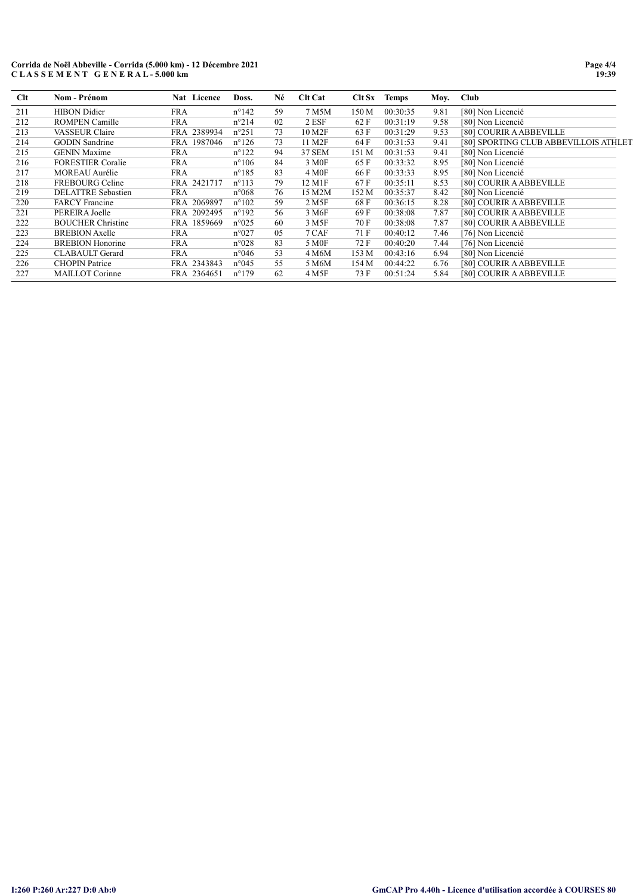**Corrida de Noël Abbeville - Corrida (5.000 km) - 12 Décembre 2021**
**C L A S S E M E N T G E N E R A L - 5.000 km**

| Clt | Nom - Prénom | Nat | Licence | Doss. | Né | Clt Cat | Clt Sx | Temps | Moy. | Club |
|---|---|---|---|---|---|---|---|---|---|---|
| 211 | HIBON Didier | FRA | | n°142 | 59 | 7 M5M | 150 M | 00:30:35 | 9.81 | [80] Non Licencié |
| 212 | ROMPEN Camille | FRA | | n°214 | 02 | 2 ESF | 62 F | 00:31:19 | 9.58 | [80] Non Licencié |
| 213 | VASSEUR Claire | FRA | 2389934 | n°251 | 73 | 10 M2F | 63 F | 00:31:29 | 9.53 | [80] COURIR A ABBEVILLE |
| 214 | GODIN Sandrine | FRA | 1987046 | n°126 | 73 | 11 M2F | 64 F | 00:31:53 | 9.41 | [80] SPORTING CLUB ABBEVILLOIS ATHLET |
| 215 | GENIN Maxime | FRA | | n°122 | 94 | 37 SEM | 151 M | 00:31:53 | 9.41 | [80] Non Licencié |
| 216 | FORESTIER Coralie | FRA | | n°106 | 84 | 3 M0F | 65 F | 00:33:32 | 8.95 | [80] Non Licencié |
| 217 | MOREAU Aurélie | FRA | | n°185 | 83 | 4 M0F | 66 F | 00:33:33 | 8.95 | [80] Non Licencié |
| 218 | FREBOURG Celine | FRA | 2421717 | n°113 | 79 | 12 M1F | 67 F | 00:35:11 | 8.53 | [80] COURIR A ABBEVILLE |
| 219 | DELATTRE Sebastien | FRA | | n°068 | 76 | 15 M2M | 152 M | 00:35:37 | 8.42 | [80] Non Licencié |
| 220 | FARCY Francine | FRA | 2069897 | n°102 | 59 | 2 M5F | 68 F | 00:36:15 | 8.28 | [80] COURIR A ABBEVILLE |
| 221 | PEREIRA Joelle | FRA | 2092495 | n°192 | 56 | 3 M6F | 69 F | 00:38:08 | 7.87 | [80] COURIR A ABBEVILLE |
| 222 | BOUCHER Christine | FRA | 1859669 | n°025 | 60 | 3 M5F | 70 F | 00:38:08 | 7.87 | [80] COURIR A ABBEVILLE |
| 223 | BREBION Axelle | FRA | | n°027 | 05 | 7 CAF | 71 F | 00:40:12 | 7.46 | [76] Non Licencié |
| 224 | BREBION Honorine | FRA | | n°028 | 83 | 5 M0F | 72 F | 00:40:20 | 7.44 | [76] Non Licencié |
| 225 | CLABAULT Gerard | FRA | | n°046 | 53 | 4 M6M | 153 M | 00:43:16 | 6.94 | [80] Non Licencié |
| 226 | CHOPIN Patrice | FRA | 2343843 | n°045 | 55 | 5 M6M | 154 M | 00:44:22 | 6.76 | [80] COURIR A ABBEVILLE |
| 227 | MAILLOT Corinne | FRA | 2364651 | n°179 | 62 | 4 M5F | 73 F | 00:51:24 | 5.84 | [80] COURIR A ABBEVILLE |

I:260 P:260 Ar:227 D:0 Ab:0